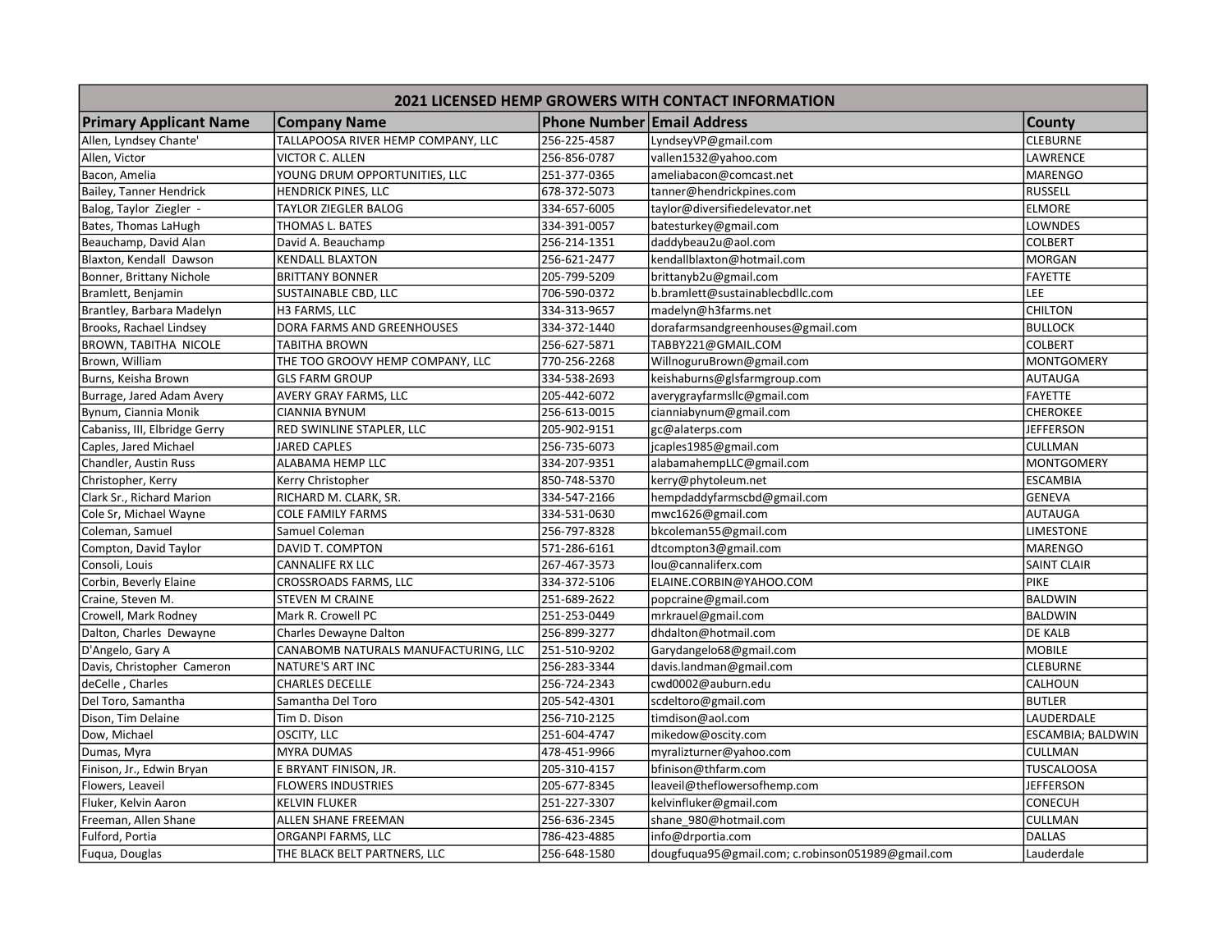| 2021 LICENSED HEMP GROWERS WITH CONTACT INFORMATION | | | | |
|---|---|---|---|---|
| **Primary Applicant Name** | **Company Name** | **Phone Number** | **Email Address** | **County** |
| Allen, Lyndsey Chante' | TALLAPOOSA RIVER HEMP COMPANY, LLC | 256-225-4587 | LyndseyVP@gmail.com | CLEBURNE |
| Allen, Victor | VICTOR C. ALLEN | 256-856-0787 | vallen1532@yahoo.com | LAWRENCE |
| Bacon, Amelia | YOUNG DRUM OPPORTUNITIES, LLC | 251-377-0365 | ameliabacon@comcast.net | MARENGO |
| Bailey, Tanner Hendrick | HENDRICK PINES, LLC | 678-372-5073 | tanner@hendrickpines.com | RUSSELL |
| Balog, Taylor Ziegler - | TAYLOR ZIEGLER BALOG | 334-657-6005 | taylor@diversifiedelevator.net | ELMORE |
| Bates, Thomas LaHugh | THOMAS L. BATES | 334-391-0057 | batesturkey@gmail.com | LOWNDES |
| Beauchamp, David Alan | David A. Beauchamp | 256-214-1351 | daddybeau2u@aol.com | COLBERT |
| Blaxton, Kendall Dawson | KENDALL BLAXTON | 256-621-2477 | kendallblaxton@hotmail.com | MORGAN |
| Bonner, Brittany Nichole | BRITTANY BONNER | 205-799-5209 | brittanyb2u@gmail.com | FAYETTE |
| Bramlett, Benjamin | SUSTAINABLE CBD, LLC | 706-590-0372 | b.bramlett@sustainablecbdllc.com | LEE |
| Brantley, Barbara Madelyn | H3 FARMS, LLC | 334-313-9657 | madelyn@h3farms.net | CHILTON |
| Brooks, Rachael Lindsey | DORA FARMS AND GREENHOUSES | 334-372-1440 | dorafarmsandgreenhouses@gmail.com | BULLOCK |
| BROWN, TABITHA NICOLE | TABITHA BROWN | 256-627-5871 | TABBY221@GMAIL.COM | COLBERT |
| Brown, William | THE TOO GROOVY HEMP COMPANY, LLC | 770-256-2268 | WillnoguruBrown@gmail.com | MONTGOMERY |
| Burns, Keisha Brown | GLS FARM GROUP | 334-538-2693 | keishaburns@glsfarmgroup.com | AUTAUGA |
| Burrage, Jared Adam Avery | AVERY GRAY FARMS, LLC | 205-442-6072 | averygrayfarmsllc@gmail.com | FAYETTE |
| Bynum, Ciannia Monik | CIANNIA BYNUM | 256-613-0015 | cianniabynum@gmail.com | CHEROKEE |
| Cabaniss, III, Elbridge Gerry | RED SWINLINE STAPLER, LLC | 205-902-9151 | gc@alaterps.com | JEFFERSON |
| Caples, Jared Michael | JARED CAPLES | 256-735-6073 | jcaples1985@gmail.com | CULLMAN |
| Chandler, Austin Russ | ALABAMA HEMP LLC | 334-207-9351 | alabamahempLLC@gmail.com | MONTGOMERY |
| Christopher, Kerry | Kerry Christopher | 850-748-5370 | kerry@phytoleum.net | ESCAMBIA |
| Clark Sr., Richard Marion | RICHARD M. CLARK, SR. | 334-547-2166 | hempdaddyfarmscbd@gmail.com | GENEVA |
| Cole Sr, Michael Wayne | COLE FAMILY FARMS | 334-531-0630 | mwc1626@gmail.com | AUTAUGA |
| Coleman, Samuel | Samuel Coleman | 256-797-8328 | bkcoleman55@gmail.com | LIMESTONE |
| Compton, David Taylor | DAVID T. COMPTON | 571-286-6161 | dtcompton3@gmail.com | MARENGO |
| Consoli, Louis | CANNALIFE RX LLC | 267-467-3573 | lou@cannaliferx.com | SAINT CLAIR |
| Corbin, Beverly Elaine | CROSSROADS FARMS, LLC | 334-372-5106 | ELAINE.CORBIN@YAHOO.COM | PIKE |
| Craine, Steven M. | STEVEN M CRAINE | 251-689-2622 | popcraine@gmail.com | BALDWIN |
| Crowell, Mark Rodney | Mark R. Crowell PC | 251-253-0449 | mrkrauel@gmail.com | BALDWIN |
| Dalton, Charles Dewayne | Charles Dewayne Dalton | 256-899-3277 | dhdalton@hotmail.com | DE KALB |
| D'Angelo, Gary A | CANABOMB NATURALS MANUFACTURING, LLC | 251-510-9202 | Garydangelo68@gmail.com | MOBILE |
| Davis, Christopher Cameron | NATURE'S ART INC | 256-283-3344 | davis.landman@gmail.com | CLEBURNE |
| deCelle , Charles | CHARLES DECELLE | 256-724-2343 | cwd0002@auburn.edu | CALHOUN |
| Del Toro, Samantha | Samantha Del Toro | 205-542-4301 | scdeltoro@gmail.com | BUTLER |
| Dison, Tim Delaine | Tim D. Dison | 256-710-2125 | timdison@aol.com | LAUDERDALE |
| Dow, Michael | OSCITY, LLC | 251-604-4747 | mikedow@oscity.com | ESCAMBIA; BALDWIN |
| Dumas, Myra | MYRA DUMAS | 478-451-9966 | myralizturner@yahoo.com | CULLMAN |
| Finison, Jr., Edwin Bryan | E BRYANT FINISON, JR. | 205-310-4157 | bfinison@thfarm.com | TUSCALOOSA |
| Flowers, Leaveil | FLOWERS INDUSTRIES | 205-677-8345 | leaveil@theflowersofhemp.com | JEFFERSON |
| Fluker, Kelvin Aaron | KELVIN FLUKER | 251-227-3307 | kelvinfluker@gmail.com | CONECUH |
| Freeman, Allen Shane | ALLEN SHANE FREEMAN | 256-636-2345 | shane_980@hotmail.com | CULLMAN |
| Fulford, Portia | ORGANPI FARMS, LLC | 786-423-4885 | info@drportia.com | DALLAS |
| Fuqua, Douglas | THE BLACK BELT PARTNERS, LLC | 256-648-1580 | dougfuqua95@gmail.com; c.robinson051989@gmail.com | Lauderdale |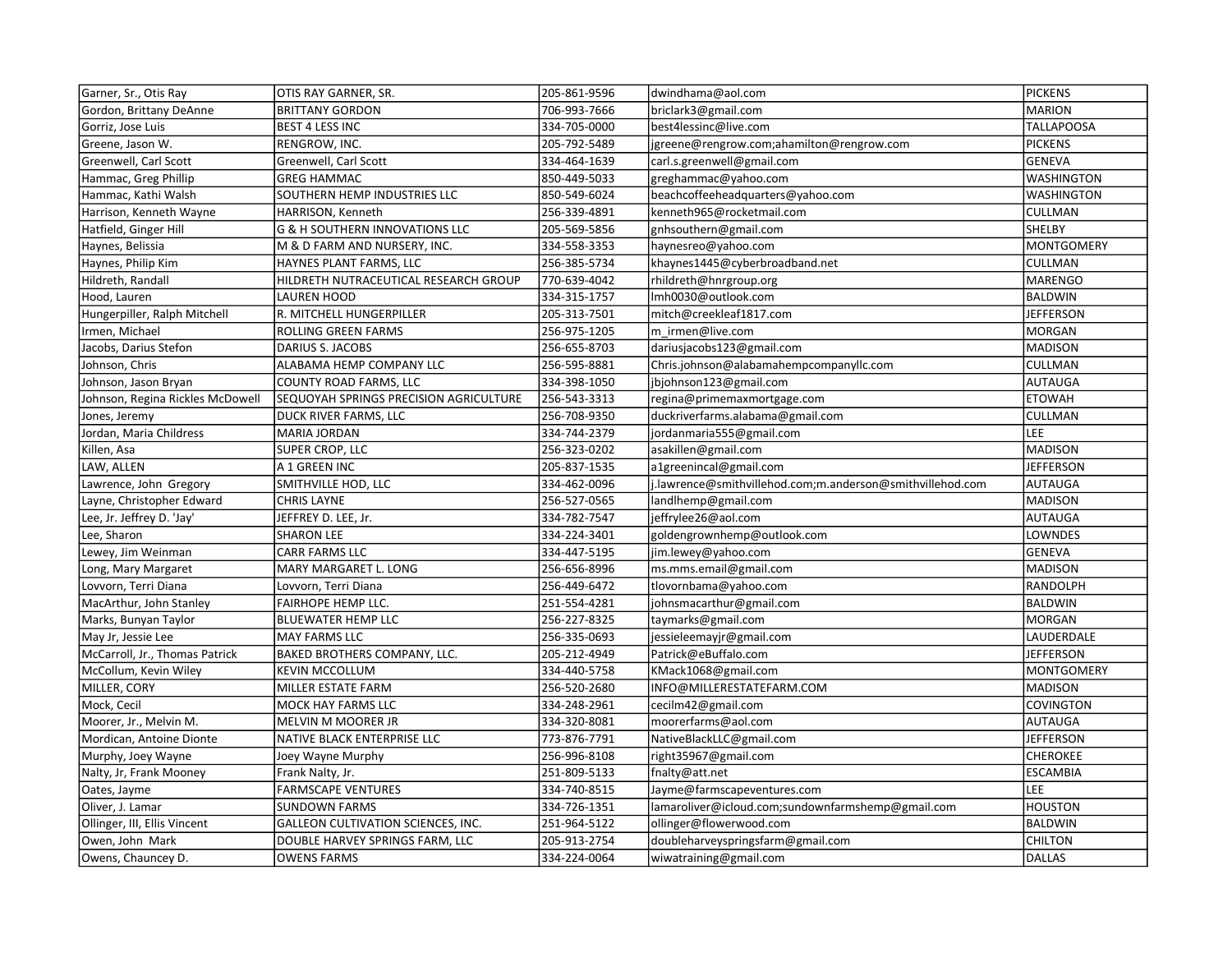| Garner, Sr., Otis Ray | OTIS RAY GARNER, SR. | 205-861-9596 | dwindhama@aol.com | PICKENS |
|---|---|---|---|---|
| Gordon, Brittany DeAnne | BRITTANY GORDON | 706-993-7666 | briclark3@gmail.com | MARION |
| Gorriz, Jose Luis | BEST 4 LESS INC | 334-705-0000 | best4lessinc@live.com | TALLAPOOSA |
| Greene, Jason W. | RENGROW, INC. | 205-792-5489 | jgreene@rengrow.com;ahamilton@rengrow.com | PICKENS |
| Greenwell, Carl Scott | Greenwell, Carl Scott | 334-464-1639 | carl.s.greenwell@gmail.com | GENEVA |
| Hammac, Greg Phillip | GREG HAMMAC | 850-449-5033 | greghammac@yahoo.com | WASHINGTON |
| Hammac, Kathi Walsh | SOUTHERN HEMP INDUSTRIES LLC | 850-549-6024 | beachcoffeeheadquarters@yahoo.com | WASHINGTON |
| Harrison, Kenneth Wayne | HARRISON, Kenneth | 256-339-4891 | kenneth965@rocketmail.com | CULLMAN |
| Hatfield, Ginger Hill | G & H SOUTHERN INNOVATIONS LLC | 205-569-5856 | gnhsouthern@gmail.com | SHELBY |
| Haynes, Belissia | M & D FARM AND NURSERY, INC. | 334-558-3353 | haynesreo@yahoo.com | MONTGOMERY |
| Haynes, Philip Kim | HAYNES PLANT FARMS, LLC | 256-385-5734 | khaynes1445@cyberbroadband.net | CULLMAN |
| Hildreth, Randall | HILDRETH NUTRACEUTICAL RESEARCH GROUP | 770-639-4042 | rhildreth@hnrgroup.org | MARENGO |
| Hood, Lauren | LAUREN HOOD | 334-315-1757 | lmh0030@outlook.com | BALDWIN |
| Hungerpiller, Ralph Mitchell | R. MITCHELL HUNGERPILLER | 205-313-7501 | mitch@creekleaf1817.com | JEFFERSON |
| Irmen, Michael | ROLLING GREEN FARMS | 256-975-1205 | m_irmen@live.com | MORGAN |
| Jacobs, Darius Stefon | DARIUS S. JACOBS | 256-655-8703 | dariusjacobs123@gmail.com | MADISON |
| Johnson, Chris | ALABAMA HEMP COMPANY LLC | 256-595-8881 | Chris.johnson@alabamahempcompanyllc.com | CULLMAN |
| Johnson, Jason Bryan | COUNTY ROAD FARMS, LLC | 334-398-1050 | jbjohnson123@gmail.com | AUTAUGA |
| Johnson, Regina Rickles McDowell | SEQUOYAH SPRINGS PRECISION AGRICULTURE | 256-543-3313 | regina@primemaxmortgage.com | ETOWAH |
| Jones, Jeremy | DUCK RIVER FARMS, LLC | 256-708-9350 | duckriverfarms.alabama@gmail.com | CULLMAN |
| Jordan, Maria Childress | MARIA JORDAN | 334-744-2379 | jordanmaria555@gmail.com | LEE |
| Killen, Asa | SUPER CROP, LLC | 256-323-0202 | asakillen@gmail.com | MADISON |
| LAW, ALLEN | A 1 GREEN INC | 205-837-1535 | a1greenincal@gmail.com | JEFFERSON |
| Lawrence, John Gregory | SMITHVILLE HOD, LLC | 334-462-0096 | j.lawrence@smithvillehod.com;m.anderson@smithvillehod.com | AUTAUGA |
| Layne, Christopher Edward | CHRIS LAYNE | 256-527-0565 | landlhemp@gmail.com | MADISON |
| Lee, Jr. Jeffrey D. 'Jay' | JEFFREY D. LEE, Jr. | 334-782-7547 | jeffrylee26@aol.com | AUTAUGA |
| Lee, Sharon | SHARON LEE | 334-224-3401 | goldengrownhemp@outlook.com | LOWNDES |
| Lewey, Jim Weinman | CARR FARMS LLC | 334-447-5195 | jim.lewey@yahoo.com | GENEVA |
| Long, Mary Margaret | MARY MARGARET L. LONG | 256-656-8996 | ms.mms.email@gmail.com | MADISON |
| Lovvorn, Terri Diana | Lovvorn, Terri Diana | 256-449-6472 | tlovornbama@yahoo.com | RANDOLPH |
| MacArthur, John Stanley | FAIRHOPE HEMP LLC. | 251-554-4281 | johnsmacarthur@gmail.com | BALDWIN |
| Marks, Bunyan Taylor | BLUEWATER HEMP LLC | 256-227-8325 | taymarks@gmail.com | MORGAN |
| May Jr, Jessie Lee | MAY FARMS LLC | 256-335-0693 | jessieleemayjr@gmail.com | LAUDERDALE |
| McCarroll, Jr., Thomas Patrick | BAKED BROTHERS COMPANY, LLC. | 205-212-4949 | Patrick@eBuffalo.com | JEFFERSON |
| McCollum, Kevin Wiley | KEVIN MCCOLLUM | 334-440-5758 | KMack1068@gmail.com | MONTGOMERY |
| MILLER, CORY | MILLER ESTATE FARM | 256-520-2680 | INFO@MILLERESTATEFARM.COM | MADISON |
| Mock, Cecil | MOCK HAY FARMS LLC | 334-248-2961 | cecilm42@gmail.com | COVINGTON |
| Moorer, Jr., Melvin M. | MELVIN M MOORER JR | 334-320-8081 | moorerfarms@aol.com | AUTAUGA |
| Mordican, Antoine Dionte | NATIVE BLACK ENTERPRISE LLC | 773-876-7791 | NativeBlackLLC@gmail.com | JEFFERSON |
| Murphy, Joey Wayne | Joey Wayne Murphy | 256-996-8108 | right35967@gmail.com | CHEROKEE |
| Nalty, Jr, Frank Mooney | Frank Nalty, Jr. | 251-809-5133 | fnalty@att.net | ESCAMBIA |
| Oates, Jayme | FARMSCAPE VENTURES | 334-740-8515 | Jayme@farmscapeventures.com | LEE |
| Oliver, J. Lamar | SUNDOWN FARMS | 334-726-1351 | lamaroliver@icloud.com;sundownfarmshemp@gmail.com | HOUSTON |
| Ollinger, III, Ellis Vincent | GALLEON CULTIVATION SCIENCES, INC. | 251-964-5122 | ollinger@flowerwood.com | BALDWIN |
| Owen, John Mark | DOUBLE HARVEY SPRINGS FARM, LLC | 205-913-2754 | doubleharveyspringsfarm@gmail.com | CHILTON |
| Owens, Chauncey D. | OWENS FARMS | 334-224-0064 | wiwatraining@gmail.com | DALLAS |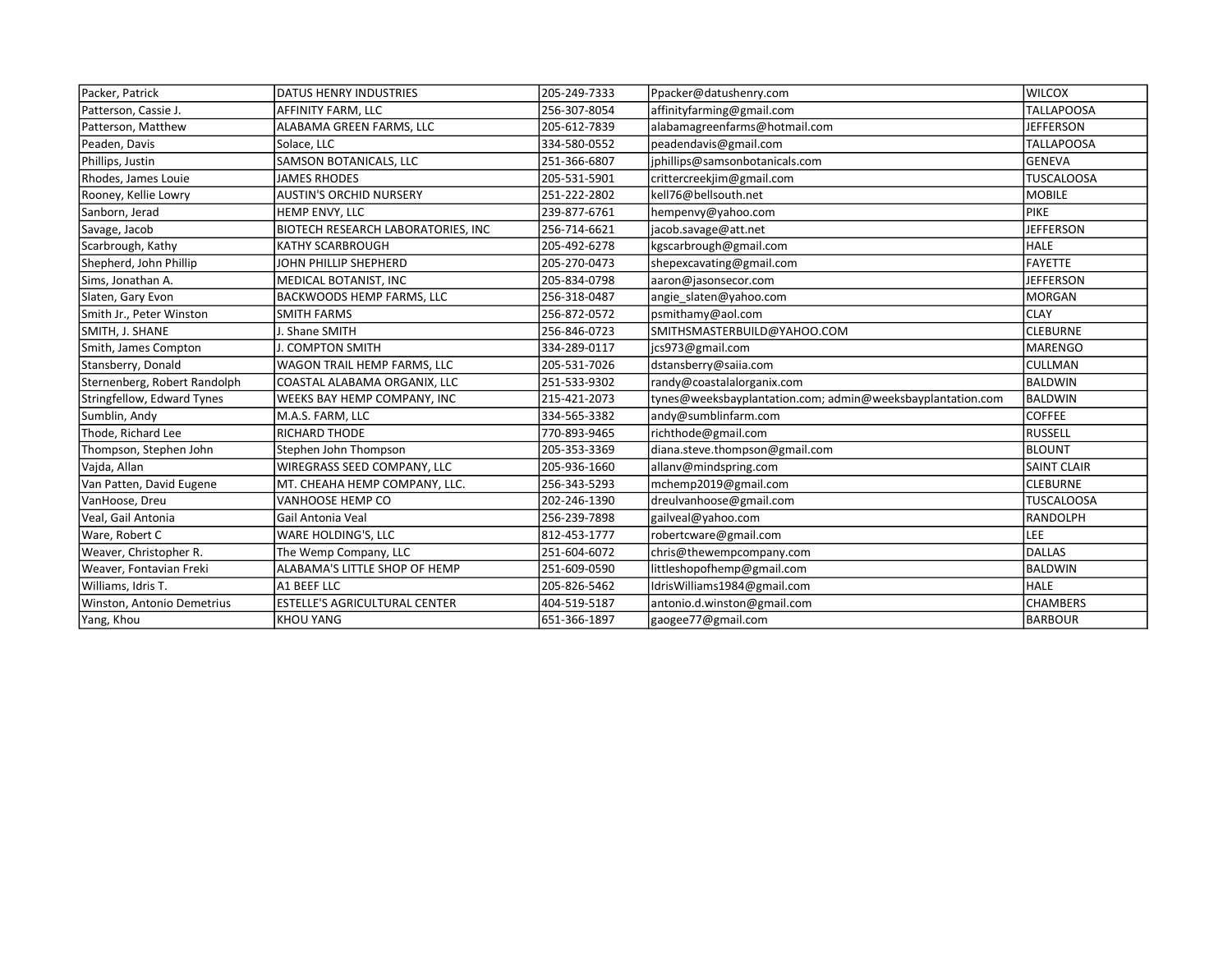| | | | | |
|---|---|---|---|---|
| Packer, Patrick | DATUS HENRY INDUSTRIES | 205-249-7333 | Ppacker@datushenry.com | WILCOX |
| Patterson, Cassie J. | AFFINITY FARM, LLC | 256-307-8054 | affinityfarming@gmail.com | TALLAPOOSA |
| Patterson, Matthew | ALABAMA GREEN FARMS, LLC | 205-612-7839 | alabamagreenfarms@hotmail.com | JEFFERSON |
| Peaden, Davis | Solace, LLC | 334-580-0552 | peadendavis@gmail.com | TALLAPOOSA |
| Phillips, Justin | SAMSON BOTANICALS, LLC | 251-366-6807 | jphillips@samsonbotanicals.com | GENEVA |
| Rhodes, James Louie | JAMES RHODES | 205-531-5901 | crittercreekjim@gmail.com | TUSCALOOSA |
| Rooney, Kellie Lowry | AUSTIN'S ORCHID NURSERY | 251-222-2802 | kell76@bellsouth.net | MOBILE |
| Sanborn, Jerad | HEMP ENVY, LLC | 239-877-6761 | hempenvy@yahoo.com | PIKE |
| Savage, Jacob | BIOTECH RESEARCH LABORATORIES, INC | 256-714-6621 | jacob.savage@att.net | JEFFERSON |
| Scarbrough, Kathy | KATHY SCARBROUGH | 205-492-6278 | kgscarbrough@gmail.com | HALE |
| Shepherd, John Phillip | JOHN PHILLIP SHEPHERD | 205-270-0473 | shepexcavating@gmail.com | FAYETTE |
| Sims, Jonathan A. | MEDICAL BOTANIST, INC | 205-834-0798 | aaron@jasonsecor.com | JEFFERSON |
| Slaten, Gary Evon | BACKWOODS HEMP FARMS, LLC | 256-318-0487 | angie_slaten@yahoo.com | MORGAN |
| Smith Jr., Peter Winston | SMITH FARMS | 256-872-0572 | psmithamy@aol.com | CLAY |
| SMITH, J. SHANE | J. Shane SMITH | 256-846-0723 | SMITHSMASTERBUILD@YAHOO.COM | CLEBURNE |
| Smith, James Compton | J. COMPTON SMITH | 334-289-0117 | jcs973@gmail.com | MARENGO |
| Stansberry, Donald | WAGON TRAIL HEMP FARMS, LLC | 205-531-7026 | dstansberry@saiia.com | CULLMAN |
| Sternenberg, Robert Randolph | COASTAL ALABAMA ORGANIX, LLC | 251-533-9302 | randy@coastalalorganix.com | BALDWIN |
| Stringfellow, Edward Tynes | WEEKS BAY HEMP COMPANY, INC | 215-421-2073 | tynes@weeksbayplantation.com; admin@weeksbayplantation.com | BALDWIN |
| Sumblin, Andy | M.A.S. FARM, LLC | 334-565-3382 | andy@sumblinfarm.com | COFFEE |
| Thode, Richard Lee | RICHARD THODE | 770-893-9465 | richthode@gmail.com | RUSSELL |
| Thompson, Stephen John | Stephen John Thompson | 205-353-3369 | diana.steve.thompson@gmail.com | BLOUNT |
| Vajda, Allan | WIREGRASS SEED COMPANY, LLC | 205-936-1660 | allanv@mindspring.com | SAINT CLAIR |
| Van Patten, David Eugene | MT. CHEAHA HEMP COMPANY, LLC. | 256-343-5293 | mchemp2019@gmail.com | CLEBURNE |
| VanHoose, Dreu | VANHOOSE HEMP CO | 202-246-1390 | dreulvanhoose@gmail.com | TUSCALOOSA |
| Veal, Gail Antonia | Gail Antonia Veal | 256-239-7898 | gailveal@yahoo.com | RANDOLPH |
| Ware, Robert C | WARE HOLDING'S, LLC | 812-453-1777 | robertcware@gmail.com | LEE |
| Weaver, Christopher R. | The Wemp Company, LLC | 251-604-6072 | chris@thewempcompany.com | DALLAS |
| Weaver, Fontavian Freki | ALABAMA'S LITTLE SHOP OF HEMP | 251-609-0590 | littleshopofhemp@gmail.com | BALDWIN |
| Williams, Idris T. | A1 BEEF LLC | 205-826-5462 | IdrisWilliams1984@gmail.com | HALE |
| Winston, Antonio Demetrius | ESTELLE'S AGRICULTURAL CENTER | 404-519-5187 | antonio.d.winston@gmail.com | CHAMBERS |
| Yang, Khou | KHOU YANG | 651-366-1897 | gaogee77@gmail.com | BARBOUR |